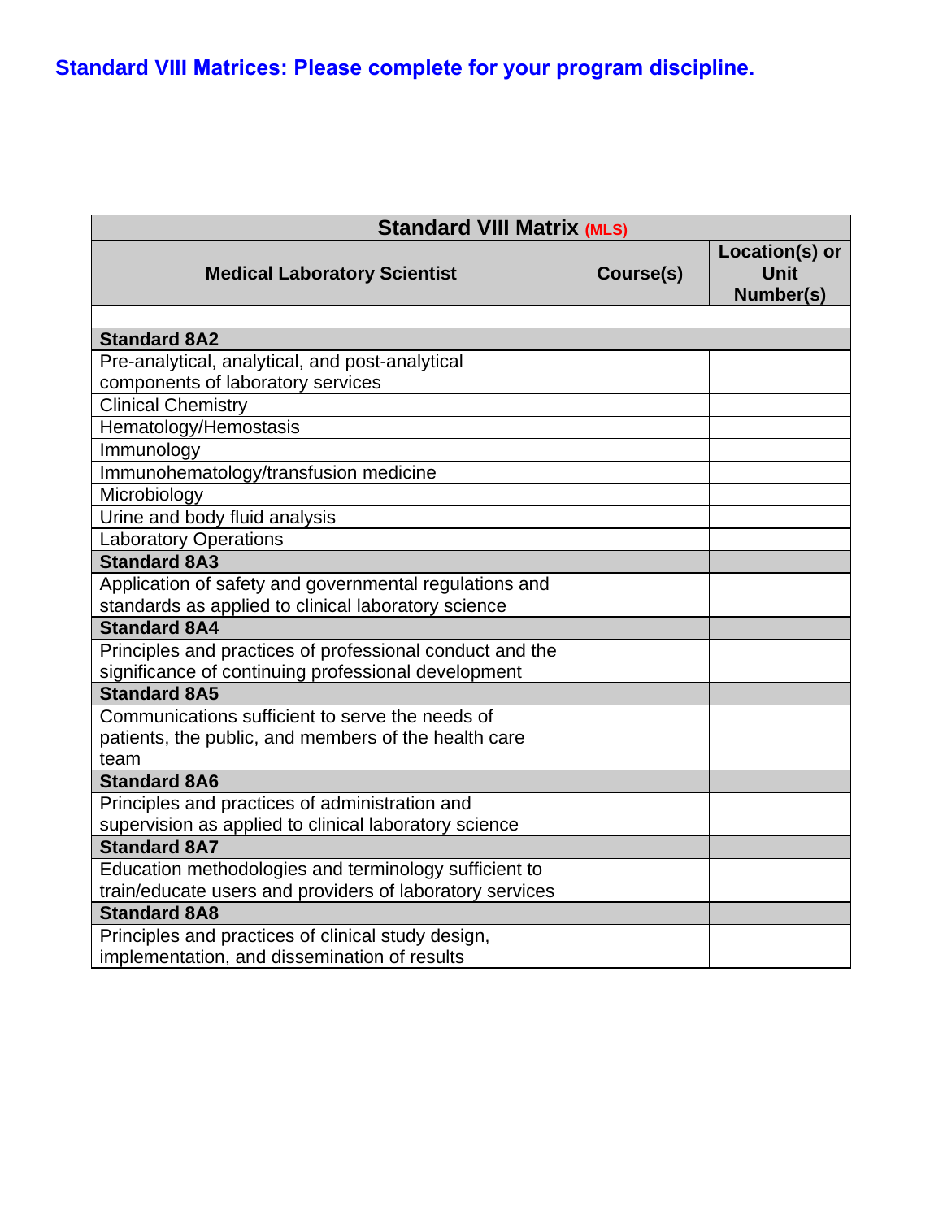## Standard VIII Matrices: Please complete for your program discipline.

| Standard VIII Matrix (MLS) | | |
|---|---|---|
| **Medical Laboratory Scientist** | **Course(s)** | **Location(s) or Unit Number(s)** |
| | | |
| **Standard 8A2** | | |
| Pre-analytical, analytical, and post-analytical components of laboratory services | | |
| Clinical Chemistry | | |
| Hematology/Hemostasis | | |
| Immunology | | |
| Immunohematology/transfusion medicine | | |
| Microbiology | | |
| Urine and body fluid analysis | | |
| Laboratory Operations | | |
| **Standard 8A3** | | |
| Application of safety and governmental regulations and standards as applied to clinical laboratory science | | |
| **Standard 8A4** | | |
| Principles and practices of professional conduct and the significance of continuing professional development | | |
| **Standard 8A5** | | |
| Communications sufficient to serve the needs of patients, the public, and members of the health care team | | |
| **Standard 8A6** | | |
| Principles and practices of administration and supervision as applied to clinical laboratory science | | |
| **Standard 8A7** | | |
| Education methodologies and terminology sufficient to train/educate users and providers of laboratory services | | |
| **Standard 8A8** | | |
| Principles and practices of clinical study design, implementation, and dissemination of results | | |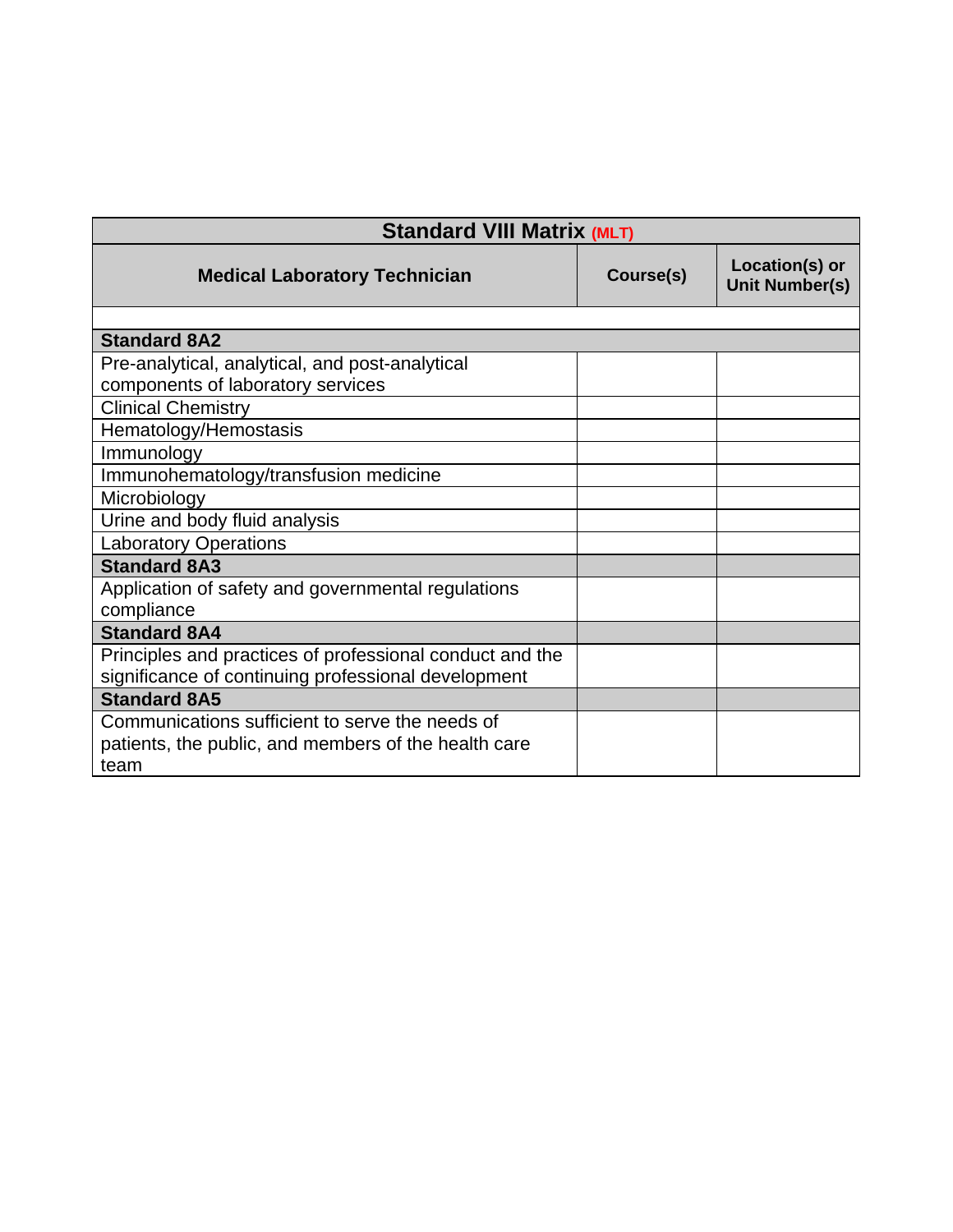| Standard VIII Matrix (MLT) | | |
|---|---|---|
| **Medical Laboratory Technician** | **Course(s)** | **Location(s) or Unit Number(s)** |
| | | |
| **Standard 8A2** | | |
| Pre-analytical, analytical, and post-analytical components of laboratory services | | |
| Clinical Chemistry | | |
| Hematology/Hemostasis | | |
| Immunology | | |
| Immunohematology/transfusion medicine | | |
| Microbiology | | |
| Urine and body fluid analysis | | |
| Laboratory Operations | | |
| **Standard 8A3** | | |
| Application of safety and governmental regulations compliance | | |
| **Standard 8A4** | | |
| Principles and practices of professional conduct and the significance of continuing professional development | | |
| **Standard 8A5** | | |
| Communications sufficient to serve the needs of patients, the public, and members of the health care team | | |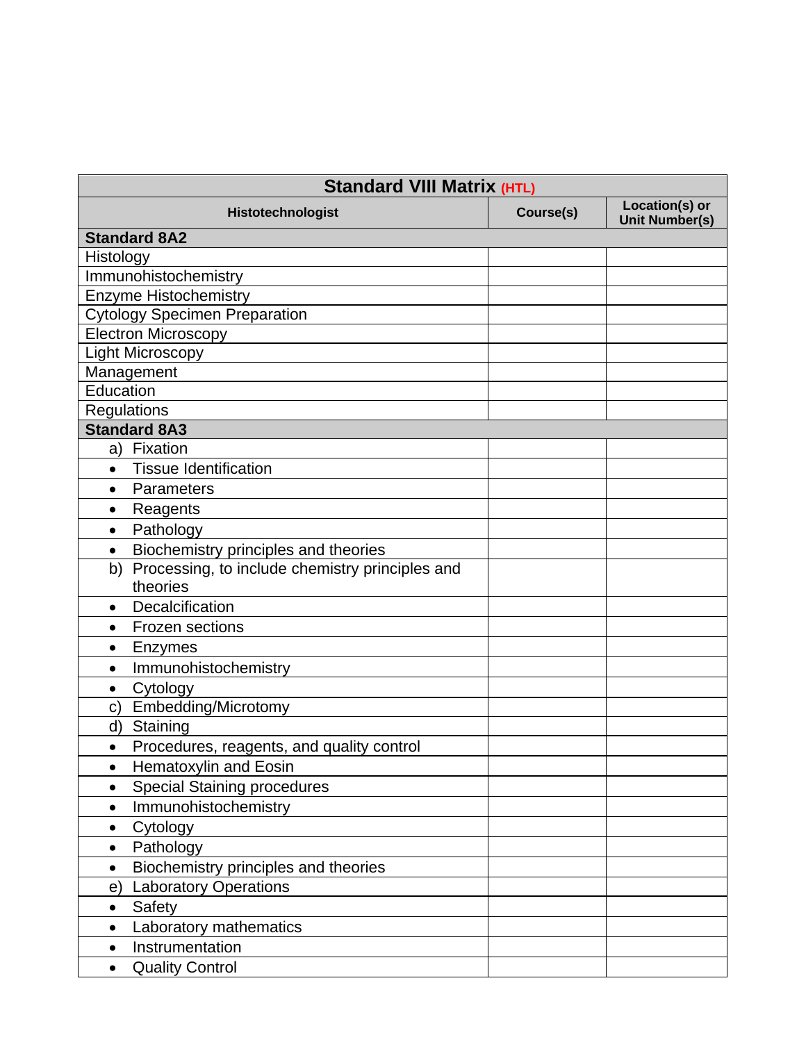| Standard VIII Matrix (HTL) | | |
|---|---|---|
| **Histotechnologist** | **Course(s)** | **Location(s) or Unit Number(s)** |
| **Standard 8A2** | | |
| Histology | | |
| Immunohistochemistry | | |
| Enzyme Histochemistry | | |
| Cytology Specimen Preparation | | |
| Electron Microscopy | | |
| Light Microscopy | | |
| Management | | |
| Education | | |
| Regulations | | |
| **Standard 8A3** | | |
| a) Fixation | | |
| • Tissue Identification | | |
| • Parameters | | |
| • Reagents | | |
| • Pathology | | |
| • Biochemistry principles and theories | | |
| b) Processing, to include chemistry principles and theories | | |
| • Decalcification | | |
| • Frozen sections | | |
| • Enzymes | | |
| • Immunohistochemistry | | |
| • Cytology | | |
| c) Embedding/Microtomy | | |
| d) Staining | | |
| • Procedures, reagents, and quality control | | |
| • Hematoxylin and Eosin | | |
| • Special Staining procedures | | |
| • Immunohistochemistry | | |
| • Cytology | | |
| • Pathology | | |
| • Biochemistry principles and theories | | |
| e) Laboratory Operations | | |
| • Safety | | |
| • Laboratory mathematics | | |
| • Instrumentation | | |
| • Quality Control | | |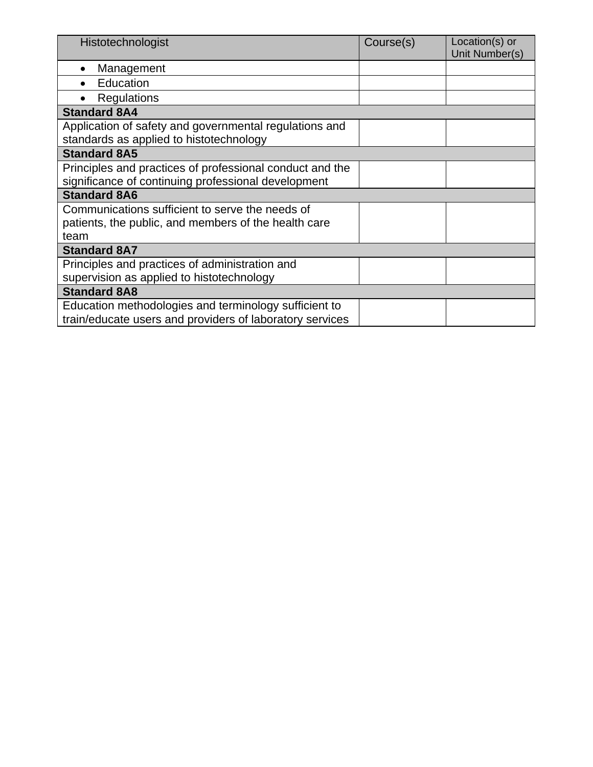| Histotechnologist | Course(s) | Location(s) or Unit Number(s) |
|---|---|---|
| • Management | | |
| • Education | | |
| • Regulations | | |
| **Standard 8A4** | | |
| Application of safety and governmental regulations and standards as applied to histotechnology | | |
| **Standard 8A5** | | |
| Principles and practices of professional conduct and the significance of continuing professional development | | |
| **Standard 8A6** | | |
| Communications sufficient to serve the needs of patients, the public, and members of the health care team | | |
| **Standard 8A7** | | |
| Principles and practices of administration and supervision as applied to histotechnology | | |
| **Standard 8A8** | | |
| Education methodologies and terminology sufficient to train/educate users and providers of laboratory services | | |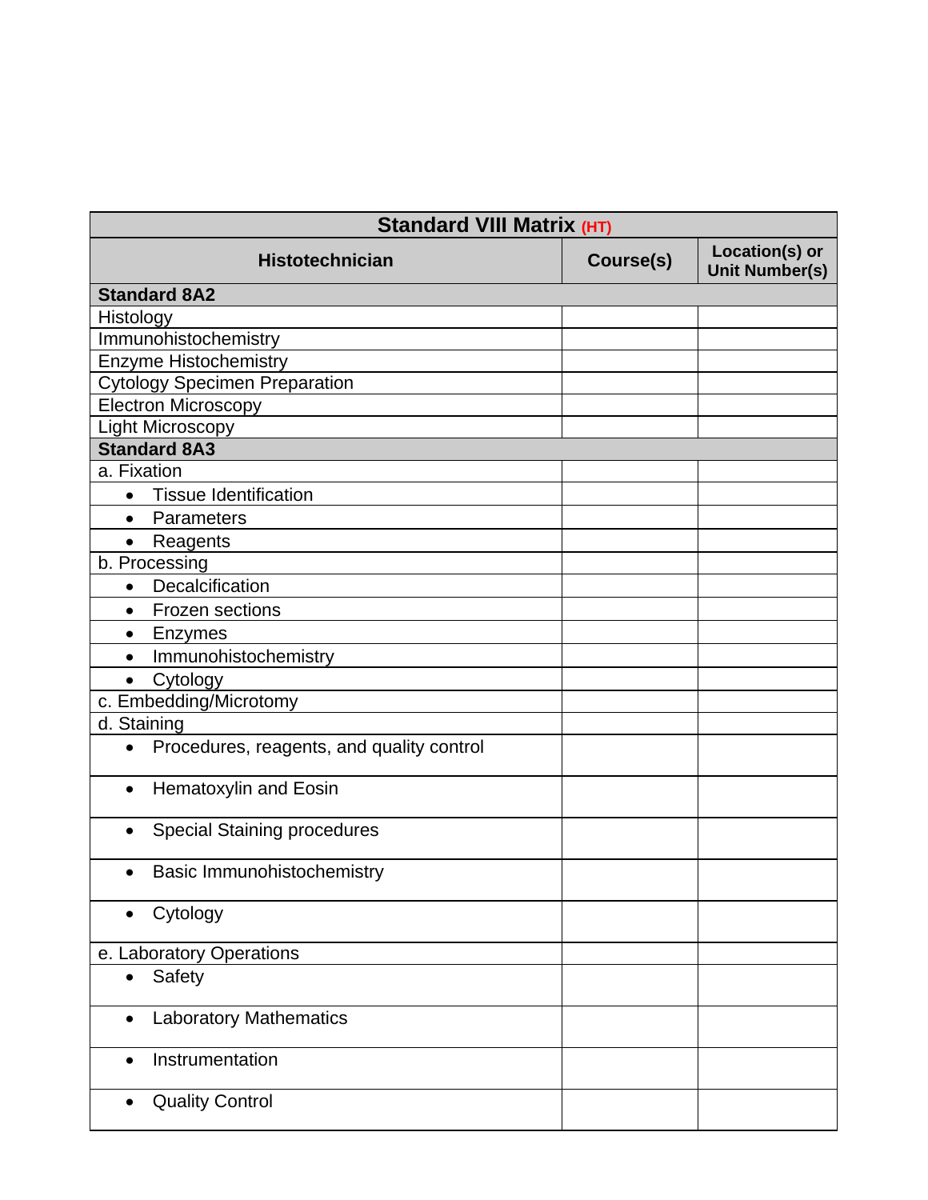| Standard VIII Matrix (HT) | | |
|---|---|---|
| **Histotechnician** | **Course(s)** | **Location(s) or Unit Number(s)** |
| **Standard 8A2** | | |
| Histology | | |
| Immunohistochemistry | | |
| Enzyme Histochemistry | | |
| Cytology Specimen Preparation | | |
| Electron Microscopy | | |
| Light Microscopy | | |
| **Standard 8A3** | | |
| a. Fixation | | |
| • Tissue Identification | | |
| • Parameters | | |
| • Reagents | | |
| b. Processing | | |
| • Decalcification | | |
| • Frozen sections | | |
| • Enzymes | | |
| • Immunohistochemistry | | |
| • Cytology | | |
| c. Embedding/Microtomy | | |
| d. Staining | | |
| • Procedures, reagents, and quality control | | |
| • Hematoxylin and Eosin | | |
| • Special Staining procedures | | |
| • Basic Immunohistochemistry | | |
| • Cytology | | |
| e. Laboratory Operations | | |
| • Safety | | |
| • Laboratory Mathematics | | |
| • Instrumentation | | |
| • Quality Control | | |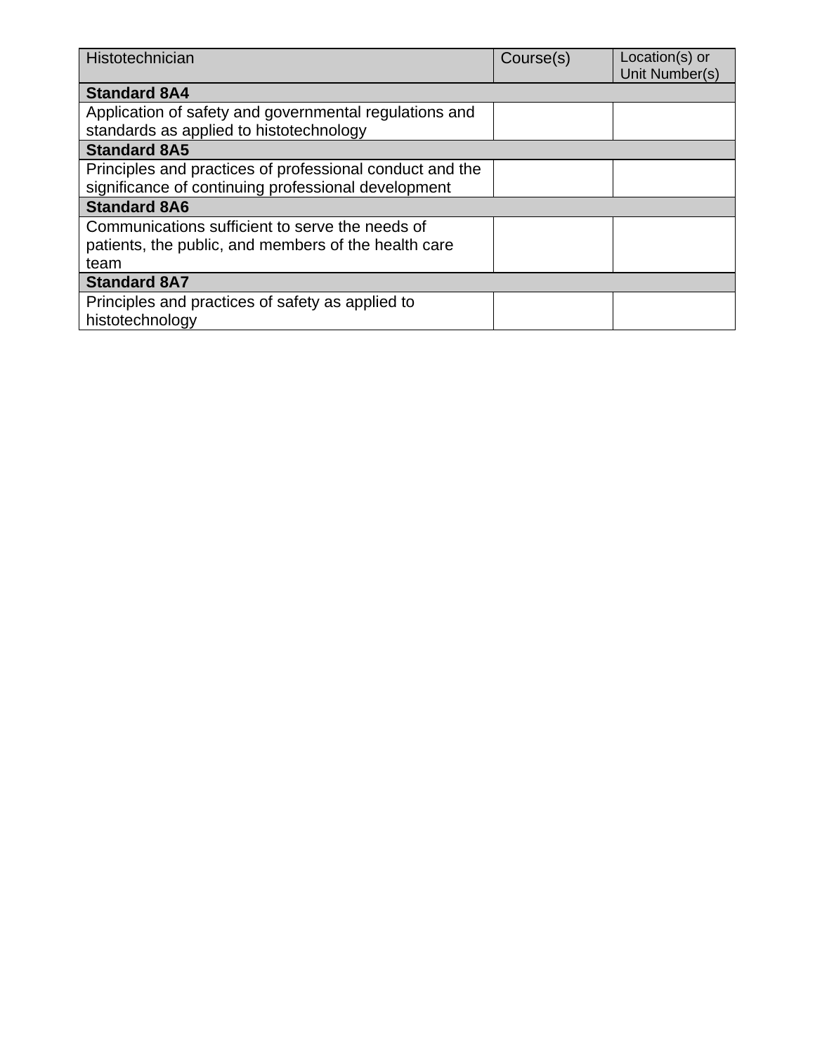| Histotechnician | Course(s) | Location(s) or Unit Number(s) |
|---|---|---|
| **Standard 8A4** | | |
| Application of safety and governmental regulations and standards as applied to histotechnology | | |
| **Standard 8A5** | | |
| Principles and practices of professional conduct and the significance of continuing professional development | | |
| **Standard 8A6** | | |
| Communications sufficient to serve the needs of patients, the public, and members of the health care team | | |
| **Standard 8A7** | | |
| Principles and practices of safety as applied to histotechnology | | |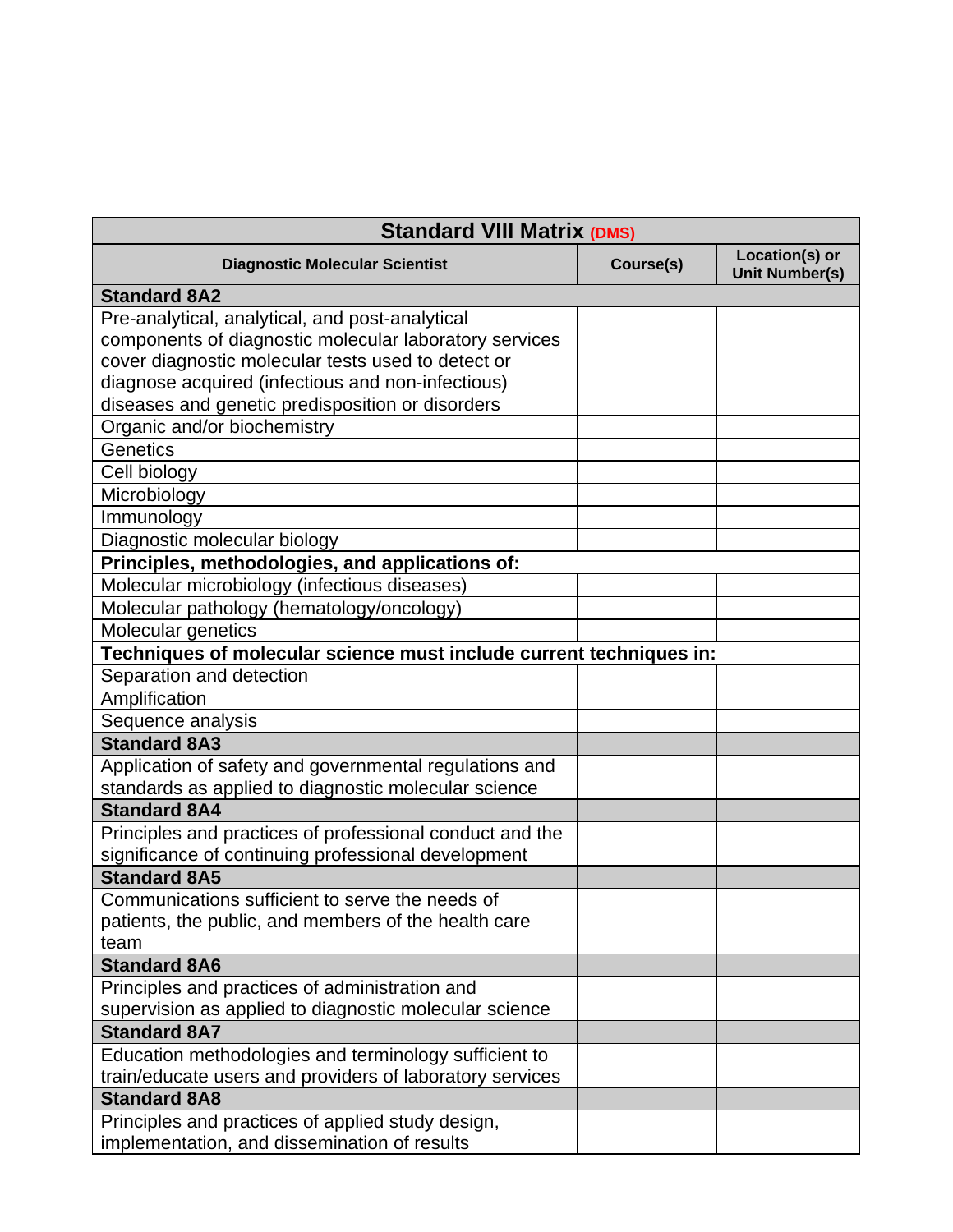| Standard VIII Matrix (DMS) | | |
|---|---|---|
| **Diagnostic Molecular Scientist** | **Course(s)** | **Location(s) or Unit Number(s)** |
| **Standard 8A2** | | |
| Pre-analytical, analytical, and post-analytical components of diagnostic molecular laboratory services cover diagnostic molecular tests used to detect or diagnose acquired (infectious and non-infectious) diseases and genetic predisposition or disorders | | |
| Organic and/or biochemistry | | |
| Genetics | | |
| Cell biology | | |
| Microbiology | | |
| Immunology | | |
| Diagnostic molecular biology | | |
| **Principles, methodologies, and applications of:** | | |
| Molecular microbiology (infectious diseases) | | |
| Molecular pathology (hematology/oncology) | | |
| Molecular genetics | | |
| **Techniques of molecular science must include current techniques in:** | | |
| Separation and detection | | |
| Amplification | | |
| Sequence analysis | | |
| **Standard 8A3** | | |
| Application of safety and governmental regulations and standards as applied to diagnostic molecular science | | |
| **Standard 8A4** | | |
| Principles and practices of professional conduct and the significance of continuing professional development | | |
| **Standard 8A5** | | |
| Communications sufficient to serve the needs of patients, the public, and members of the health care team | | |
| **Standard 8A6** | | |
| Principles and practices of administration and supervision as applied to diagnostic molecular science | | |
| **Standard 8A7** | | |
| Education methodologies and terminology sufficient to train/educate users and providers of laboratory services | | |
| **Standard 8A8** | | |
| Principles and practices of applied study design, implementation, and dissemination of results | | |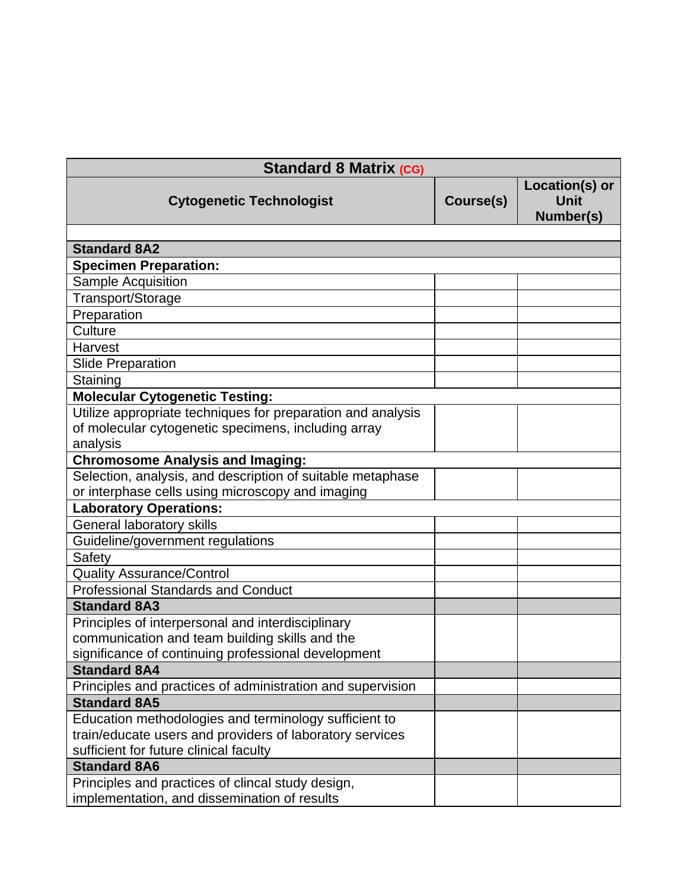| Standard 8 Matrix (CG) | | |
|---|---|---|
| **Cytogenetic Technologist** | **Course(s)** | **Location(s) or Unit Number(s)** |
| | | |
| **Standard 8A2** | | |
| **Specimen Preparation:** | | |
| Sample Acquisition | | |
| Transport/Storage | | |
| Preparation | | |
| Culture | | |
| Harvest | | |
| Slide Preparation | | |
| Staining | | |
| **Molecular Cytogenetic Testing:** | | |
| Utilize appropriate techniques for preparation and analysis of molecular cytogenetic specimens, including array analysis | | |
| **Chromosome Analysis and Imaging:** | | |
| Selection, analysis, and description of suitable metaphase or interphase cells using microscopy and imaging | | |
| **Laboratory Operations:** | | |
| General laboratory skills | | |
| Guideline/government regulations | | |
| Safety | | |
| Quality Assurance/Control | | |
| Professional Standards and Conduct | | |
| **Standard 8A3** | | |
| Principles of interpersonal and interdisciplinary communication and team building skills and the significance of continuing professional development | | |
| **Standard 8A4** | | |
| Principles and practices of administration and supervision | | |
| **Standard 8A5** | | |
| Education methodologies and terminology sufficient to train/educate users and providers of laboratory services sufficient for future clinical faculty | | |
| **Standard 8A6** | | |
| Principles and practices of clincal study design, implementation, and dissemination of results | | |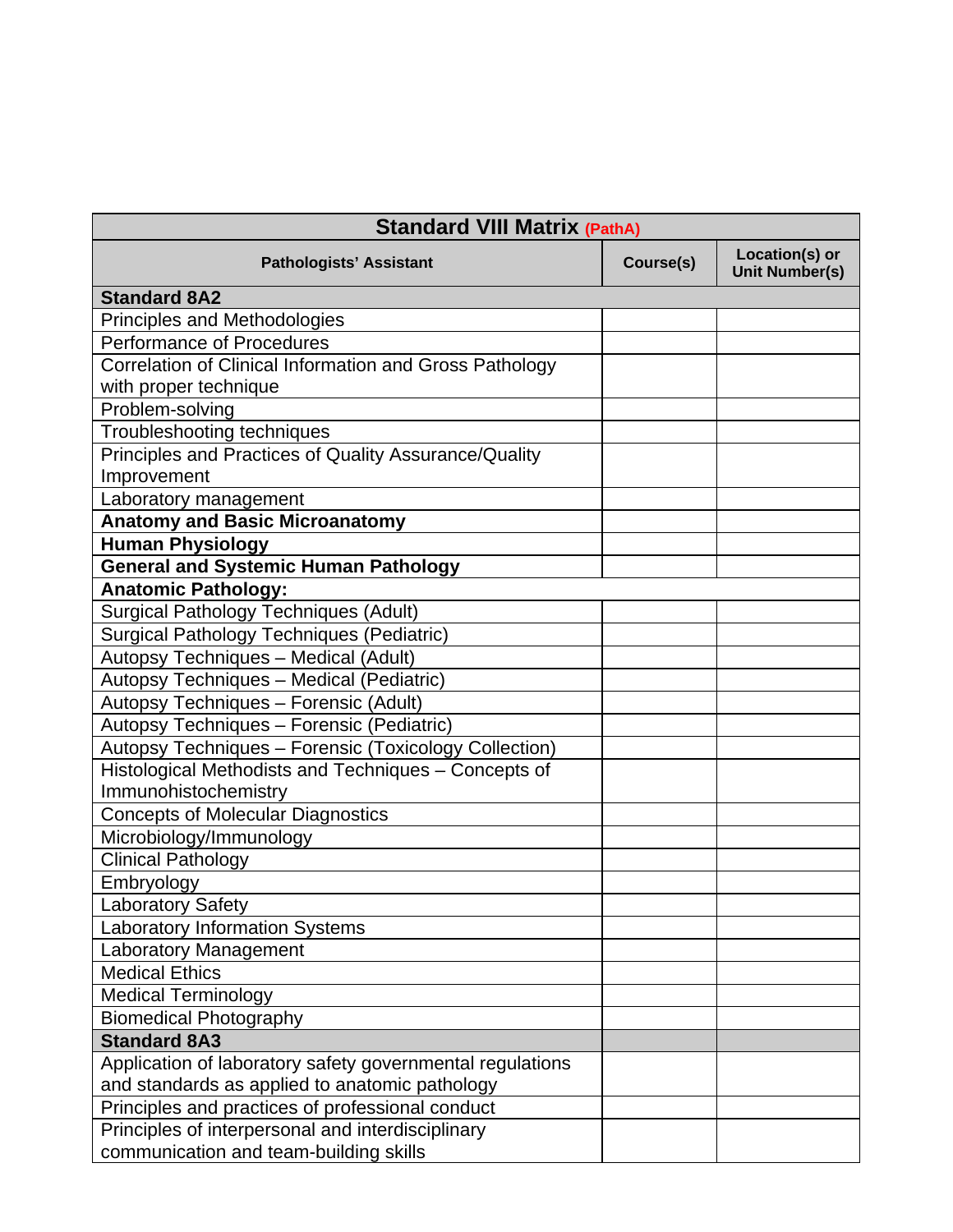| Standard VIII Matrix (PathA) | | |
|---|---|---|
| **Pathologists' Assistant** | **Course(s)** | **Location(s) or Unit Number(s)** |
| **Standard 8A2** | | |
| Principles and Methodologies | | |
| Performance of Procedures | | |
| Correlation of Clinical Information and Gross Pathology with proper technique | | |
| Problem-solving | | |
| Troubleshooting techniques | | |
| Principles and Practices of Quality Assurance/Quality Improvement | | |
| Laboratory management | | |
| **Anatomy and Basic Microanatomy** | | |
| **Human Physiology** | | |
| **General and Systemic Human Pathology** | | |
| **Anatomic Pathology:** | | |
| Surgical Pathology Techniques (Adult) | | |
| Surgical Pathology Techniques (Pediatric) | | |
| Autopsy Techniques – Medical (Adult) | | |
| Autopsy Techniques – Medical (Pediatric) | | |
| Autopsy Techniques – Forensic (Adult) | | |
| Autopsy Techniques – Forensic (Pediatric) | | |
| Autopsy Techniques – Forensic (Toxicology Collection) | | |
| Histological Methodists and Techniques – Concepts of Immunohistochemistry | | |
| Concepts of Molecular Diagnostics | | |
| Microbiology/Immunology | | |
| Clinical Pathology | | |
| Embryology | | |
| Laboratory Safety | | |
| Laboratory Information Systems | | |
| Laboratory Management | | |
| Medical Ethics | | |
| Medical Terminology | | |
| Biomedical Photography | | |
| **Standard 8A3** | | |
| Application of laboratory safety governmental regulations and standards as applied to anatomic pathology | | |
| Principles and practices of professional conduct | | |
| Principles of interpersonal and interdisciplinary communication and team-building skills | | |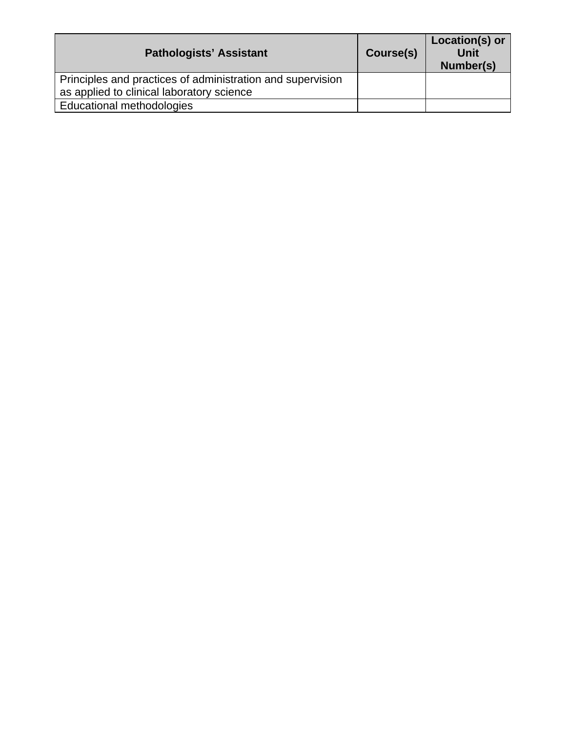| Pathologists’ Assistant | Course(s) | Location(s) or Unit Number(s) |
|---|---|---|
| Principles and practices of administration and supervision as applied to clinical laboratory science | | |
| Educational methodologies | | |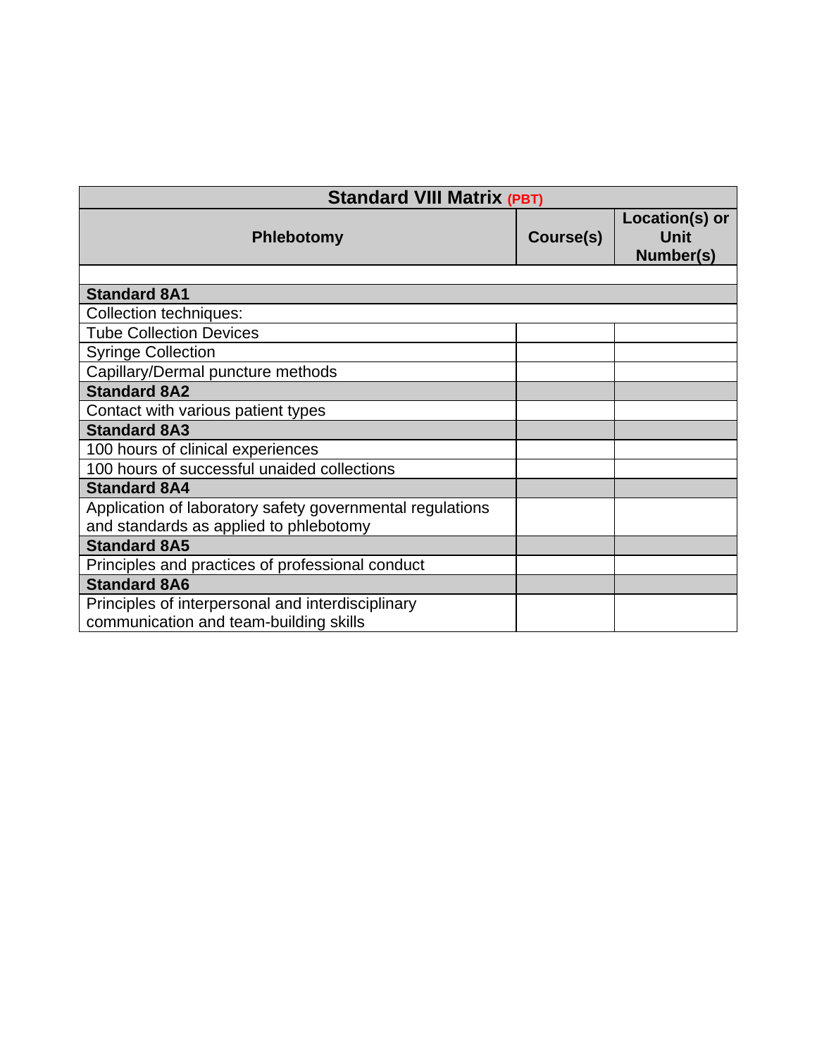| Standard VIII Matrix (PBT) | | |
|---|---|---|
| **Phlebotomy** | **Course(s)** | **Location(s) or Unit Number(s)** |
| | | |
| **Standard 8A1** | | |
| Collection techniques: | | |
| Tube Collection Devices | | |
| Syringe Collection | | |
| Capillary/Dermal puncture methods | | |
| **Standard 8A2** | | |
| Contact with various patient types | | |
| **Standard 8A3** | | |
| 100 hours of clinical experiences | | |
| 100 hours of successful unaided collections | | |
| **Standard 8A4** | | |
| Application of laboratory safety governmental regulations and standards as applied to phlebotomy | | |
| **Standard 8A5** | | |
| Principles and practices of professional conduct | | |
| **Standard 8A6** | | |
| Principles of interpersonal and interdisciplinary communication and team-building skills | | |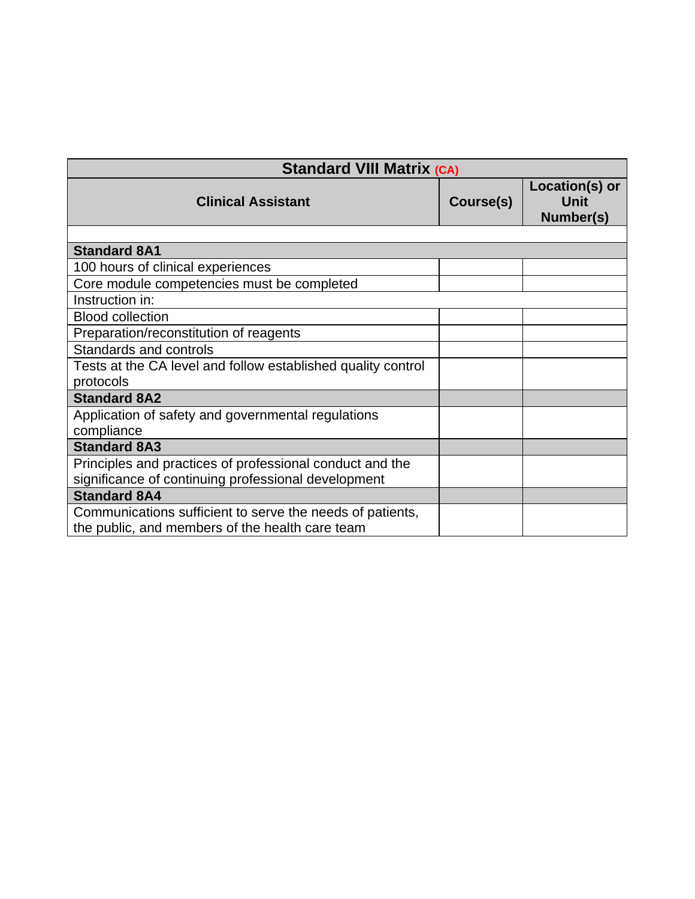| Standard VIII Matrix (CA) | | |
|---|---|---|
| **Clinical Assistant** | **Course(s)** | **Location(s) or Unit Number(s)** |
| | | |
| **Standard 8A1** | | |
| 100 hours of clinical experiences | | |
| Core module competencies must be completed | | |
| Instruction in: | | |
| Blood collection | | |
| Preparation/reconstitution of reagents | | |
| Standards and controls | | |
| Tests at the CA level and follow established quality control protocols | | |
| **Standard 8A2** | | |
| Application of safety and governmental regulations compliance | | |
| **Standard 8A3** | | |
| Principles and practices of professional conduct and the significance of continuing professional development | | |
| **Standard 8A4** | | |
| Communications sufficient to serve the needs of patients, the public, and members of the health care team | | |